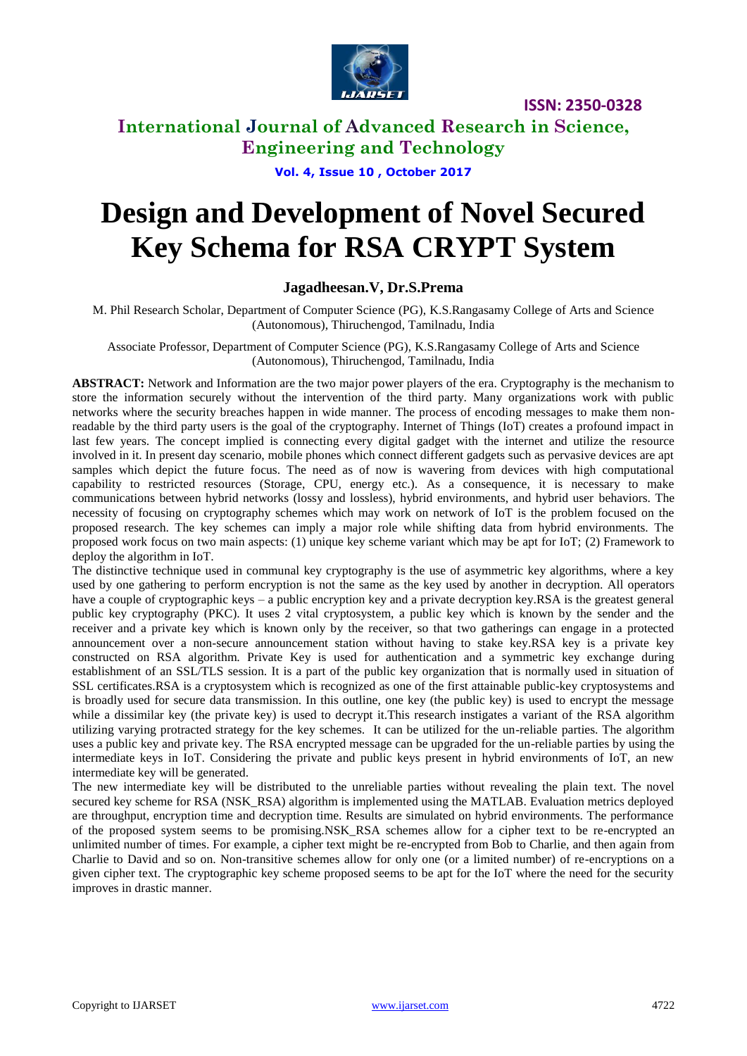# Design and Development of Novel Secured Key Schema for RSA CRYPT System

**Jagadheesan.V, Dr.S.Prema**

M. Phil Research Scholar, Department of Computer Science (PG), K.S.Rangasamy College of Arts and Science (Autonomous), Thiruchengod, Tamilnadu, India

Associate Professor, Department of Computer Science (PG), K.S.Rangasamy College of Arts and Science (Autonomous), Thiruchengod, Tamilnadu, India

**ABSTRACT:** Network and Information are the two major power players of the era. Cryptography is the mechanism to store the information securely without the intervention of the third party. Many organizations work with public networks where the security breaches happen in wide manner. The process of encoding messages to make them non-readable by the third party users is the goal of the cryptography. Internet of Things (IoT) creates a profound impact in last few years. The concept implied is connecting every digital gadget with the internet and utilize the resource involved in it. In present day scenario, mobile phones which connect different gadgets such as pervasive devices are apt samples which depict the future focus. The need as of now is wavering from devices with high computational capability to restricted resources (Storage, CPU, energy etc.). As a consequence, it is necessary to make communications between hybrid networks (lossy and lossless), hybrid environments, and hybrid user behaviors. The necessity of focusing on cryptography schemes which may work on network of IoT is the problem focused on the proposed research. The key schemes can imply a major role while shifting data from hybrid environments. The proposed work focus on two main aspects: (1) unique key scheme variant which may be apt for IoT; (2) Framework to deploy the algorithm in IoT.

The distinctive technique used in communal key cryptography is the use of asymmetric key algorithms, where a key used by one gathering to perform encryption is not the same as the key used by another in decryption. All operators have a couple of cryptographic keys – a public encryption key and a private decryption key.RSA is the greatest general public key cryptography (PKC). It uses 2 vital cryptosystem, a public key which is known by the sender and the receiver and a private key which is known only by the receiver, so that two gatherings can engage in a protected announcement over a non-secure announcement station without having to stake key.RSA key is a private key constructed on RSA algorithm. Private Key is used for authentication and a symmetric key exchange during establishment of an SSL/TLS session. It is a part of the public key organization that is normally used in situation of SSL certificates.RSA is a cryptosystem which is recognized as one of the first attainable public-key cryptosystems and is broadly used for secure data transmission. In this outline, one key (the public key) is used to encrypt the message while a dissimilar key (the private key) is used to decrypt it.This research instigates a variant of the RSA algorithm utilizing varying protracted strategy for the key schemes. It can be utilized for the un-reliable parties. The algorithm uses a public key and private key. The RSA encrypted message can be upgraded for the un-reliable parties by using the intermediate keys in IoT. Considering the private and public keys present in hybrid environments of IoT, an new intermediate key will be generated.

The new intermediate key will be distributed to the unreliable parties without revealing the plain text. The novel secured key scheme for RSA (NSK_RSA) algorithm is implemented using the MATLAB. Evaluation metrics deployed are throughput, encryption time and decryption time. Results are simulated on hybrid environments. The performance of the proposed system seems to be promising.NSK_RSA schemes allow for a cipher text to be re-encrypted an unlimited number of times. For example, a cipher text might be re-encrypted from Bob to Charlie, and then again from Charlie to David and so on. Non-transitive schemes allow for only one (or a limited number) of re-encryptions on a given cipher text. The cryptographic key scheme proposed seems to be apt for the IoT where the need for the security improves in drastic manner.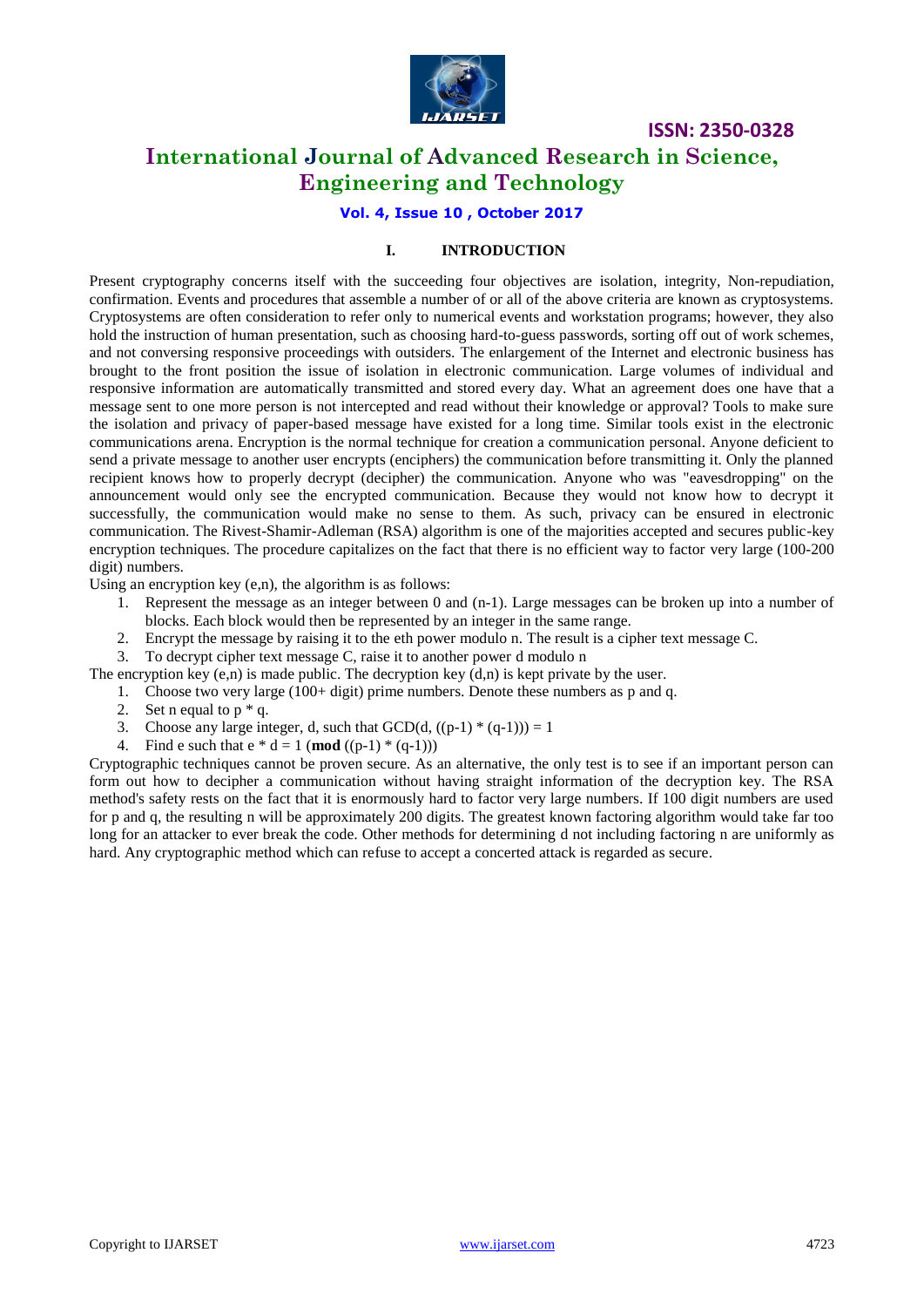## I. INTRODUCTION

Present cryptography concerns itself with the succeeding four objectives are isolation, integrity, Non-repudiation, confirmation. Events and procedures that assemble a number of or all of the above criteria are known as cryptosystems. Cryptosystems are often consideration to refer only to numerical events and workstation programs; however, they also hold the instruction of human presentation, such as choosing hard-to-guess passwords, sorting off out of work schemes, and not conversing responsive proceedings with outsiders. The enlargement of the Internet and electronic business has brought to the front position the issue of isolation in electronic communication. Large volumes of individual and responsive information are automatically transmitted and stored every day. What an agreement does one have that a message sent to one more person is not intercepted and read without their knowledge or approval? Tools to make sure the isolation and privacy of paper-based message have existed for a long time. Similar tools exist in the electronic communications arena. Encryption is the normal technique for creation a communication personal. Anyone deficient to send a private message to another user encrypts (enciphers) the communication before transmitting it. Only the planned recipient knows how to properly decrypt (decipher) the communication. Anyone who was "eavesdropping" on the announcement would only see the encrypted communication. Because they would not know how to decrypt it successfully, the communication would make no sense to them. As such, privacy can be ensured in electronic communication. The Rivest-Shamir-Adleman (RSA) algorithm is one of the majorities accepted and secures public-key encryption techniques. The procedure capitalizes on the fact that there is no efficient way to factor very large (100-200 digit) numbers.

Using an encryption key (e,n), the algorithm is as follows:

1. Represent the message as an integer between 0 and (n-1). Large messages can be broken up into a number of blocks. Each block would then be represented by an integer in the same range.
2. Encrypt the message by raising it to the eth power modulo n. The result is a cipher text message C.
3. To decrypt cipher text message C, raise it to another power d modulo n

The encryption key (e,n) is made public. The decryption key (d,n) is kept private by the user.

1. Choose two very large (100+ digit) prime numbers. Denote these numbers as p and q.
2. Set n equal to p * q.
3. Choose any large integer, d, such that GCD(d, ((p-1) * (q-1))) = 1
4. Find e such that e * d = 1 (**mod** ((p-1) * (q-1)))

Cryptographic techniques cannot be proven secure. As an alternative, the only test is to see if an important person can form out how to decipher a communication without having straight information of the decryption key. The RSA method's safety rests on the fact that it is enormously hard to factor very large numbers. If 100 digit numbers are used for p and q, the resulting n will be approximately 200 digits. The greatest known factoring algorithm would take far too long for an attacker to ever break the code. Other methods for determining d not including factoring n are uniformly as hard. Any cryptographic method which can refuse to accept a concerted attack is regarded as secure.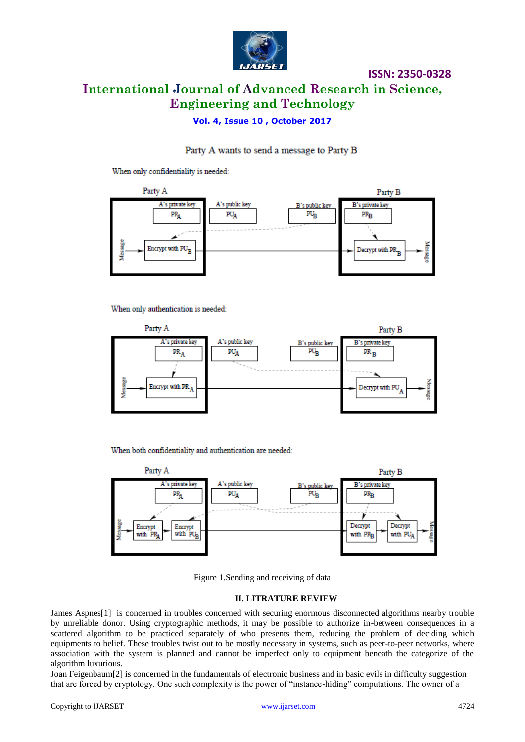Figure 1.Sending and receiving of data

## II. LITRATURE REVIEW

James Aspnes[1] is concerned in troubles concerned with securing enormous disconnected algorithms nearby trouble by unreliable donor. Using cryptographic methods, it may be possible to authorize in-between consequences in a scattered algorithm to be practiced separately of who presents them, reducing the problem of deciding which equipments to belief. These troubles twist out to be mostly necessary in systems, such as peer-to-peer networks, where association with the system is planned and cannot be imperfect only to equipment beneath the categorize of the algorithm luxurious.

Joan Feigenbaum[2] is concerned in the fundamentals of electronic business and in basic evils in difficulty suggestion that are forced by cryptology. One such complexity is the power of "instance-hiding" computations. The owner of a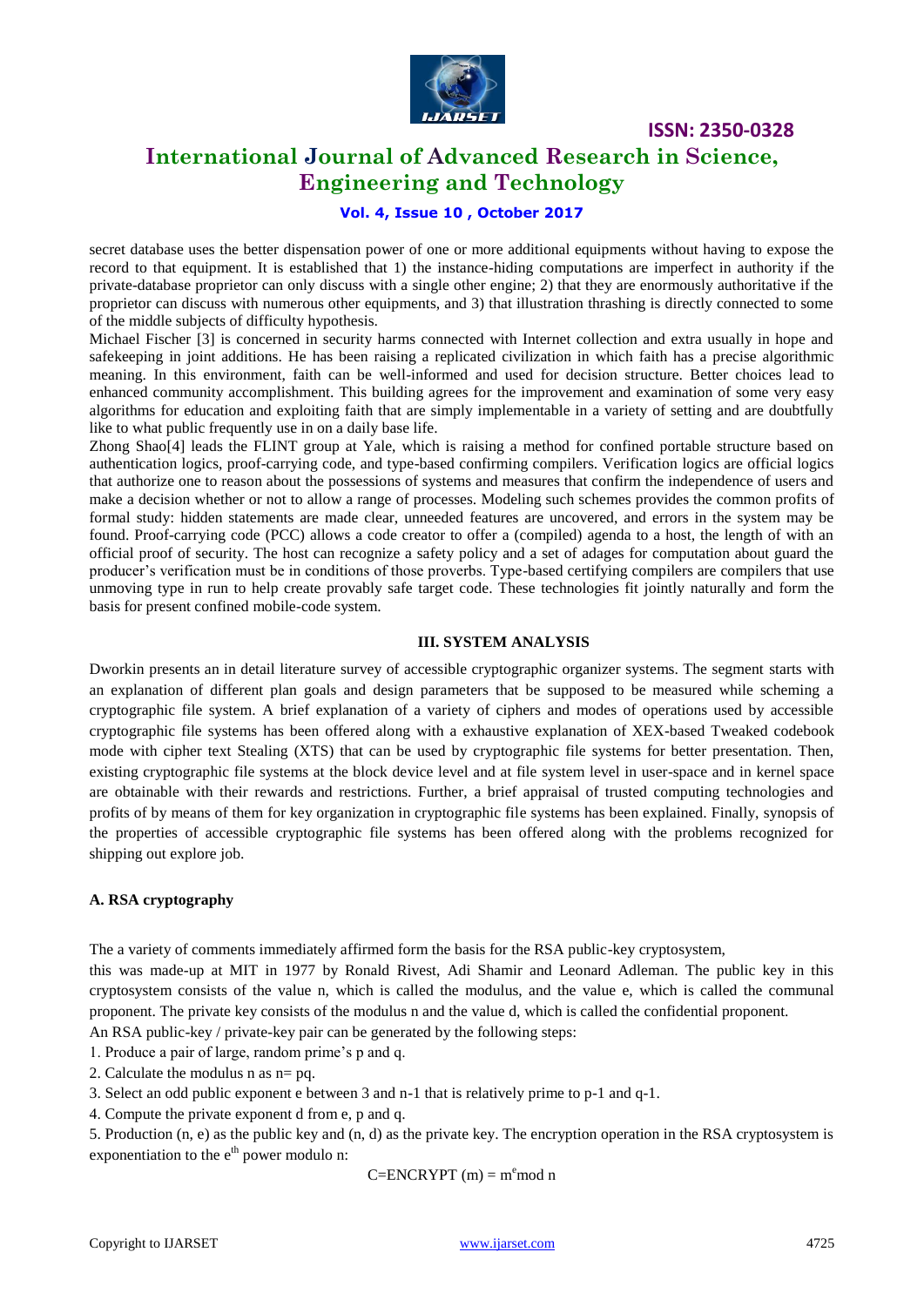secret database uses the better dispensation power of one or more additional equipments without having to expose the record to that equipment. It is established that 1) the instance-hiding computations are imperfect in authority if the private-database proprietor can only discuss with a single other engine; 2) that they are enormously authoritative if the proprietor can discuss with numerous other equipments, and 3) that illustration thrashing is directly connected to some of the middle subjects of difficulty hypothesis.

Michael Fischer [3] is concerned in security harms connected with Internet collection and extra usually in hope and safekeeping in joint additions. He has been raising a replicated civilization in which faith has a precise algorithmic meaning. In this environment, faith can be well-informed and used for decision structure. Better choices lead to enhanced community accomplishment. This building agrees for the improvement and examination of some very easy algorithms for education and exploiting faith that are simply implementable in a variety of setting and are doubtfully like to what public frequently use in on a daily base life.

Zhong Shao[4] leads the FLINT group at Yale, which is raising a method for confined portable structure based on authentication logics, proof-carrying code, and type-based confirming compilers. Verification logics are official logics that authorize one to reason about the possessions of systems and measures that confirm the independence of users and make a decision whether or not to allow a range of processes. Modeling such schemes provides the common profits of formal study: hidden statements are made clear, unneeded features are uncovered, and errors in the system may be found. Proof-carrying code (PCC) allows a code creator to offer a (compiled) agenda to a host, the length of with an official proof of security. The host can recognize a safety policy and a set of adages for computation about guard the producer's verification must be in conditions of those proverbs. Type-based certifying compilers are compilers that use unmoving type in run to help create provably safe target code. These technologies fit jointly naturally and form the basis for present confined mobile-code system.

## III. SYSTEM ANALYSIS

Dworkin presents an in detail literature survey of accessible cryptographic organizer systems. The segment starts with an explanation of different plan goals and design parameters that be supposed to be measured while scheming a cryptographic file system. A brief explanation of a variety of ciphers and modes of operations used by accessible cryptographic file systems has been offered along with a exhaustive explanation of XEX-based Tweaked codebook mode with cipher text Stealing (XTS) that can be used by cryptographic file systems for better presentation. Then, existing cryptographic file systems at the block device level and at file system level in user-space and in kernel space are obtainable with their rewards and restrictions. Further, a brief appraisal of trusted computing technologies and profits of by means of them for key organization in cryptographic file systems has been explained. Finally, synopsis of the properties of accessible cryptographic file systems has been offered along with the problems recognized for shipping out explore job.

### A. RSA cryptography

The a variety of comments immediately affirmed form the basis for the RSA public-key cryptosystem,

this was made-up at MIT in 1977 by Ronald Rivest, Adi Shamir and Leonard Adleman. The public key in this cryptosystem consists of the value n, which is called the modulus, and the value e, which is called the communal proponent. The private key consists of the modulus n and the value d, which is called the confidential proponent.

An RSA public-key / private-key pair can be generated by the following steps:

1. Produce a pair of large, random prime's p and q.
2. Calculate the modulus n as n= pq.
3. Select an odd public exponent e between 3 and n-1 that is relatively prime to p-1 and q-1.
4. Compute the private exponent d from e, p and q.
5. Production (n, e) as the public key and (n, d) as the private key. The encryption operation in the RSA cryptosystem is exponentiation to the $e^{th}$ power modulo n:

$$C=\text{ENCRYPT}(m) = m^e \bmod n$$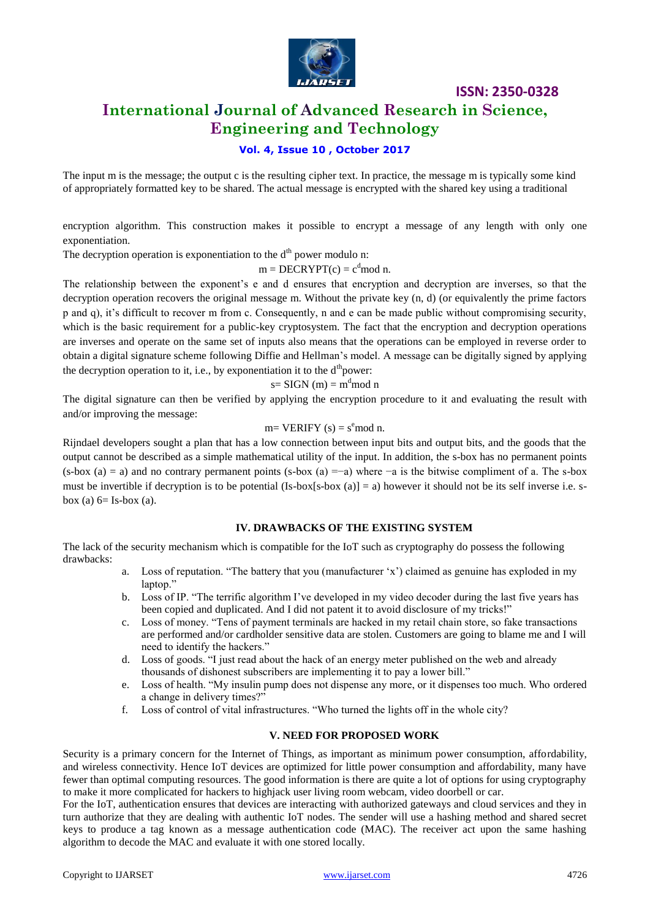The input m is the message; the output c is the resulting cipher text. In practice, the message m is typically some kind of appropriately formatted key to be shared. The actual message is encrypted with the shared key using a traditional

encryption algorithm. This construction makes it possible to encrypt a message of any length with only one exponentiation.

The decryption operation is exponentiation to the $d^{th}$ power modulo n:

$$m = DECRYPT(c) = c^d \bmod n.$$

The relationship between the exponent's e and d ensures that encryption and decryption are inverses, so that the decryption operation recovers the original message m. Without the private key (n, d) (or equivalently the prime factors p and q), it's difficult to recover m from c. Consequently, n and e can be made public without compromising security, which is the basic requirement for a public-key cryptosystem. The fact that the encryption and decryption operations are inverses and operate on the same set of inputs also means that the operations can be employed in reverse order to obtain a digital signature scheme following Diffie and Hellman's model. A message can be digitally signed by applying the decryption operation to it, i.e., by exponentiation it to the $d^{th}$power:

$$s = SIGN(m) = m^d \bmod n$$

The digital signature can then be verified by applying the encryption procedure to it and evaluating the result with and/or improving the message:

$$m = VERIFY(s) = s^e \bmod n.$$

Rijndael developers sought a plan that has a low connection between input bits and output bits, and the goods that the output cannot be described as a simple mathematical utility of the input. In addition, the s-box has no permanent points (s-box (a) = a) and no contrary permanent points (s-box (a) =−a) where −a is the bitwise compliment of a. The s-box must be invertible if decryption is to be potential (Is-box[s-box (a)] = a) however it should not be its self inverse i.e. s-box (a) 6= Is-box (a).

## IV. DRAWBACKS OF THE EXISTING SYSTEM

The lack of the security mechanism which is compatible for the IoT such as cryptography do possess the following drawbacks:

a. Loss of reputation. "The battery that you (manufacturer 'x') claimed as genuine has exploded in my laptop."
b. Loss of IP. "The terrific algorithm I've developed in my video decoder during the last five years has been copied and duplicated. And I did not patent it to avoid disclosure of my tricks!"
c. Loss of money. "Tens of payment terminals are hacked in my retail chain store, so fake transactions are performed and/or cardholder sensitive data are stolen. Customers are going to blame me and I will need to identify the hackers."
d. Loss of goods. "I just read about the hack of an energy meter published on the web and already thousands of dishonest subscribers are implementing it to pay a lower bill."
e. Loss of health. "My insulin pump does not dispense any more, or it dispenses too much. Who ordered a change in delivery times?"
f. Loss of control of vital infrastructures. "Who turned the lights off in the whole city?

## V. NEED FOR PROPOSED WORK

Security is a primary concern for the Internet of Things, as important as minimum power consumption, affordability, and wireless connectivity. Hence IoT devices are optimized for little power consumption and affordability, many have fewer than optimal computing resources. The good information is there are quite a lot of options for using cryptography to make it more complicated for hackers to highjack user living room webcam, video doorbell or car.

For the IoT, authentication ensures that devices are interacting with authorized gateways and cloud services and they in turn authorize that they are dealing with authentic IoT nodes. The sender will use a hashing method and shared secret keys to produce a tag known as a message authentication code (MAC). The receiver act upon the same hashing algorithm to decode the MAC and evaluate it with one stored locally.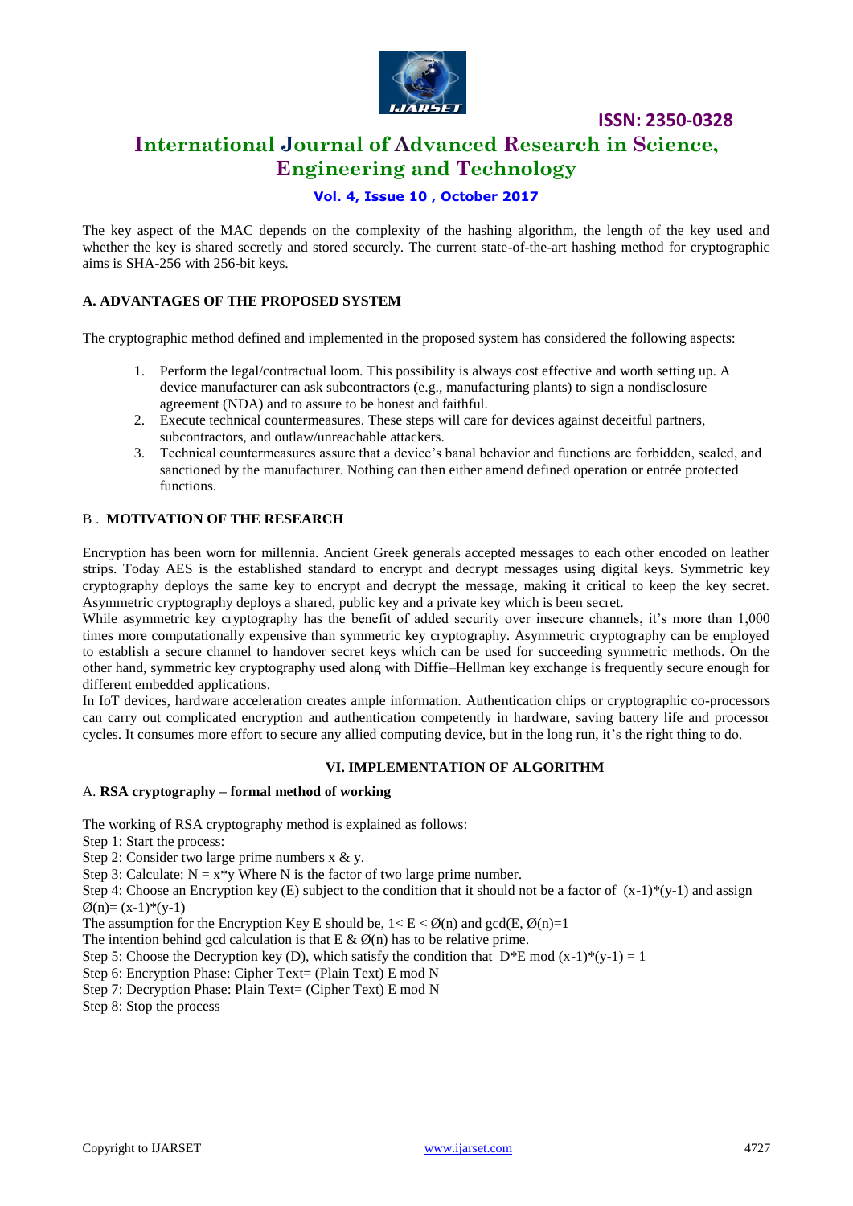The key aspect of the MAC depends on the complexity of the hashing algorithm, the length of the key used and whether the key is shared secretly and stored securely. The current state-of-the-art hashing method for cryptographic aims is SHA-256 with 256-bit keys.

### A. ADVANTAGES OF THE PROPOSED SYSTEM

The cryptographic method defined and implemented in the proposed system has considered the following aspects:

1. Perform the legal/contractual loom. This possibility is always cost effective and worth setting up. A device manufacturer can ask subcontractors (e.g., manufacturing plants) to sign a nondisclosure agreement (NDA) and to assure to be honest and faithful.
2. Execute technical countermeasures. These steps will care for devices against deceitful partners, subcontractors, and outlaw/unreachable attackers.
3. Technical countermeasures assure that a device's banal behavior and functions are forbidden, sealed, and sanctioned by the manufacturer. Nothing can then either amend defined operation or entrée protected functions.

### B. MOTIVATION OF THE RESEARCH

Encryption has been worn for millennia. Ancient Greek generals accepted messages to each other encoded on leather strips. Today AES is the established standard to encrypt and decrypt messages using digital keys. Symmetric key cryptography deploys the same key to encrypt and decrypt the message, making it critical to keep the key secret. Asymmetric cryptography deploys a shared, public key and a private key which is been secret.

While asymmetric key cryptography has the benefit of added security over insecure channels, it's more than 1,000 times more computationally expensive than symmetric key cryptography. Asymmetric cryptography can be employed to establish a secure channel to handover secret keys which can be used for succeeding symmetric methods. On the other hand, symmetric key cryptography used along with Diffie–Hellman key exchange is frequently secure enough for different embedded applications.

In IoT devices, hardware acceleration creates ample information. Authentication chips or cryptographic co-processors can carry out complicated encryption and authentication competently in hardware, saving battery life and processor cycles. It consumes more effort to secure any allied computing device, but in the long run, it's the right thing to do.

## VI. IMPLEMENTATION OF ALGORITHM

### A. RSA cryptography – formal method of working

The working of RSA cryptography method is explained as follows:

Step 1: Start the process:

Step 2: Consider two large prime numbers x & y.

Step 3: Calculate: $N = x*y$ Where N is the factor of two large prime number.

Step 4: Choose an Encryption key (E) subject to the condition that it should not be a factor of $(x-1)*(y-1)$ and assign $Ø(n)= (x-1)*(y-1)$

The assumption for the Encryption Key E should be, $1< E < Ø(n)$ and $\gcd(E, Ø(n)=1$

The intention behind gcd calculation is that E & $Ø(n)$ has to be relative prime.

Step 5: Choose the Decryption key (D), which satisfy the condition that $D*E \bmod (x-1)*(y-1) = 1$

Step 6: Encryption Phase: Cipher Text= (Plain Text) E mod N

Step 7: Decryption Phase: Plain Text= (Cipher Text) E mod N

Step 8: Stop the process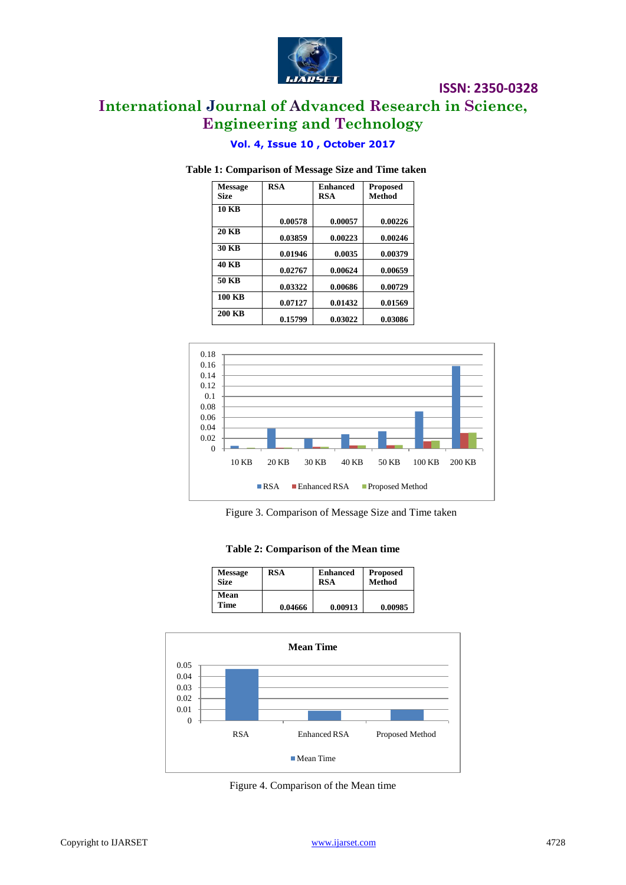**Table 1: Comparison of Message Size and Time taken**

| Message Size | RSA | Enhanced RSA | Proposed Method |
|---|---|---|---|
| 10 KB | 0.00578 | 0.00057 | 0.00226 |
| 20 KB | 0.03859 | 0.00223 | 0.00246 |
| 30 KB | 0.01946 | 0.0035 | 0.00379 |
| 40 KB | 0.02767 | 0.00624 | 0.00659 |
| 50 KB | 0.03322 | 0.00686 | 0.00729 |
| 100 KB | 0.07127 | 0.01432 | 0.01569 |
| 200 KB | 0.15799 | 0.03022 | 0.03086 |

Figure 3. Comparison of Message Size and Time taken

**Table 2: Comparison of the Mean time**

| Message Size | RSA | Enhanced RSA | Proposed Method |
|---|---|---|---|
| Mean Time | 0.04666 | 0.00913 | 0.00985 |

Figure 4. Comparison of the Mean time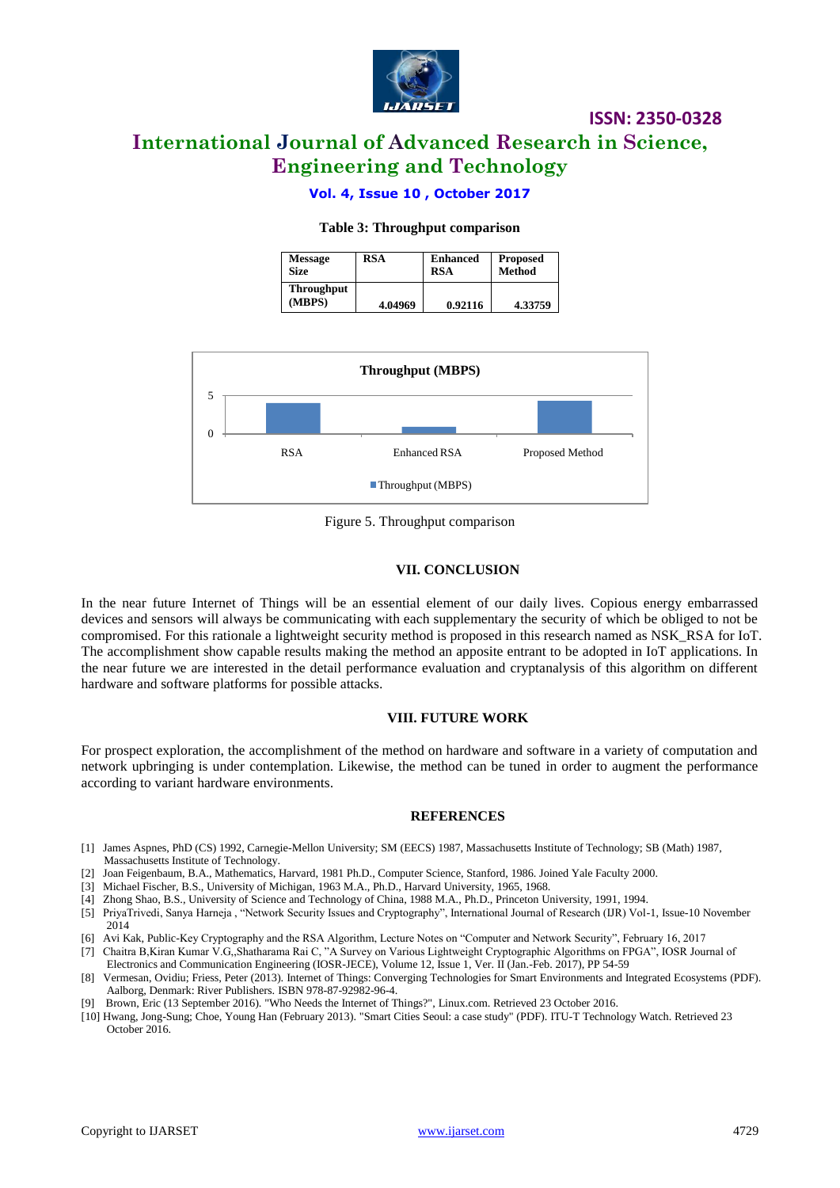**Table 3: Throughput comparison**

| Message Size | RSA | Enhanced RSA | Proposed Method |
|---|---|---|---|
| Throughput (MBPS) | 4.04969 | 0.92116 | 4.33759 |

Throughput (MBPS)

5

0

RSA

Enhanced RSA

Proposed Method

Throughput (MBPS)

Figure 5. Throughput comparison

## VII. CONCLUSION

In the near future Internet of Things will be an essential element of our daily lives. Copious energy embarrassed devices and sensors will always be communicating with each supplementary the security of which be obliged to not be compromised. For this rationale a lightweight security method is proposed in this research named as NSK_RSA for IoT. The accomplishment show capable results making the method an apposite entrant to be adopted in IoT applications. In the near future we are interested in the detail performance evaluation and cryptanalysis of this algorithm on different hardware and software platforms for possible attacks.

## VIII. FUTURE WORK

For prospect exploration, the accomplishment of the method on hardware and software in a variety of computation and network upbringing is under contemplation. Likewise, the method can be tuned in order to augment the performance according to variant hardware environments.

## REFERENCES

[1] James Aspnes, PhD (CS) 1992, Carnegie-Mellon University; SM (EECS) 1987, Massachusetts Institute of Technology; SB (Math) 1987, Massachusetts Institute of Technology.

[2] Joan Feigenbaum, B.A., Mathematics, Harvard, 1981 Ph.D., Computer Science, Stanford, 1986. Joined Yale Faculty 2000.

[3] Michael Fischer, B.S., University of Michigan, 1963 M.A., Ph.D., Harvard University, 1965, 1968.

[4] Zhong Shao, B.S., University of Science and Technology of China, 1988 M.A., Ph.D., Princeton University, 1991, 1994.

[5] PriyaTrivedi, Sanya Harneja , "Network Security Issues and Cryptography", International Journal of Research (IJR) Vol-1, Issue-10 November 2014

[6] Avi Kak, Public-Key Cryptography and the RSA Algorithm, Lecture Notes on "Computer and Network Security", February 16, 2017

[7] Chaitra B,Kiran Kumar V.G,,Shatharama Rai C, "A Survey on Various Lightweight Cryptographic Algorithms on FPGA", IOSR Journal of Electronics and Communication Engineering (IOSR-JECE), Volume 12, Issue 1, Ver. II (Jan.-Feb. 2017), PP 54-59

[8] Vermesan, Ovidiu; Friess, Peter (2013). Internet of Things: Converging Technologies for Smart Environments and Integrated Ecosystems (PDF). Aalborg, Denmark: River Publishers. ISBN 978-87-92982-96-4.

[9] Brown, Eric (13 September 2016). "Who Needs the Internet of Things?", Linux.com. Retrieved 23 October 2016.

[10] Hwang, Jong-Sung; Choe, Young Han (February 2013). "Smart Cities Seoul: a case study" (PDF). ITU-T Technology Watch. Retrieved 23 October 2016.